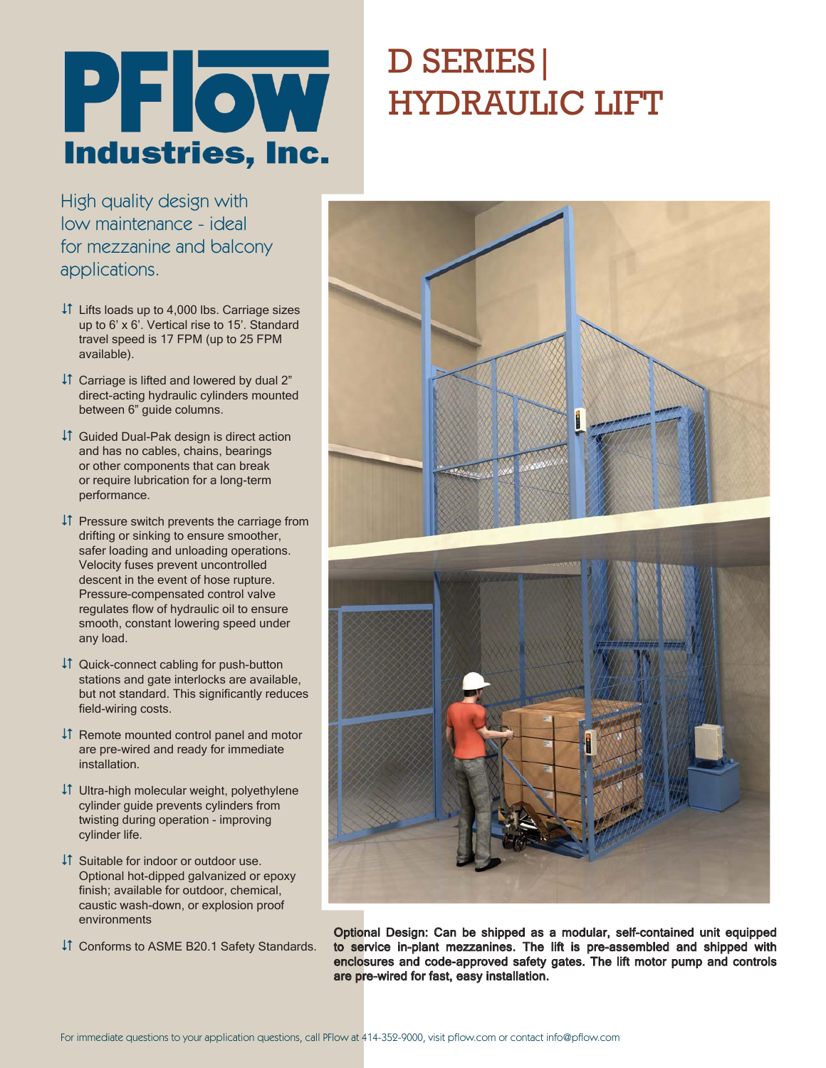# PFlow Industries, Inc.

# D SERIES | HYDRAULIC LIFT

High quality design with low maintenance - ideal for mezzanine and balcony applications.

- Lifts loads up to 4,000 lbs. Carriage sizes up to 6' x 6'. Vertical rise to 15'. Standard travel speed is 17 FPM (up to 25 FPM available).
- Carriage is lifted and lowered by dual 2" direct-acting hydraulic cylinders mounted between 6" guide columns.
- Guided Dual-Pak design is direct action and has no cables, chains, bearings or other components that can break or require lubrication for a long-term performance.
- Pressure switch prevents the carriage from drifting or sinking to ensure smoother, safer loading and unloading operations. Velocity fuses prevent uncontrolled descent in the event of hose rupture. Pressure-compensated control valve regulates flow of hydraulic oil to ensure smooth, constant lowering speed under any load.
- Quick-connect cabling for push-button stations and gate interlocks are available, but not standard. This significantly reduces field-wiring costs.
- Remote mounted control panel and motor are pre-wired and ready for immediate installation.
- Ultra-high molecular weight, polyethylene cylinder guide prevents cylinders from twisting during operation - improving cylinder life.
- Suitable for indoor or outdoor use. Optional hot-dipped galvanized or epoxy finish; available for outdoor, chemical, caustic wash-down, or explosion proof environments
- Conforms to ASME B20.1 Safety Standards.

**Optional Design: Can be shipped as a modular, self-contained unit equipped to service in-plant mezzanines. The lift is pre-assembled and shipped with enclosures and code-approved safety gates. The lift motor pump and controls are pre-wired for fast, easy installation.**

For immediate questions to your application questions, call PFlow at 414-352-9000, visit pflow.com or contact info@pflow.com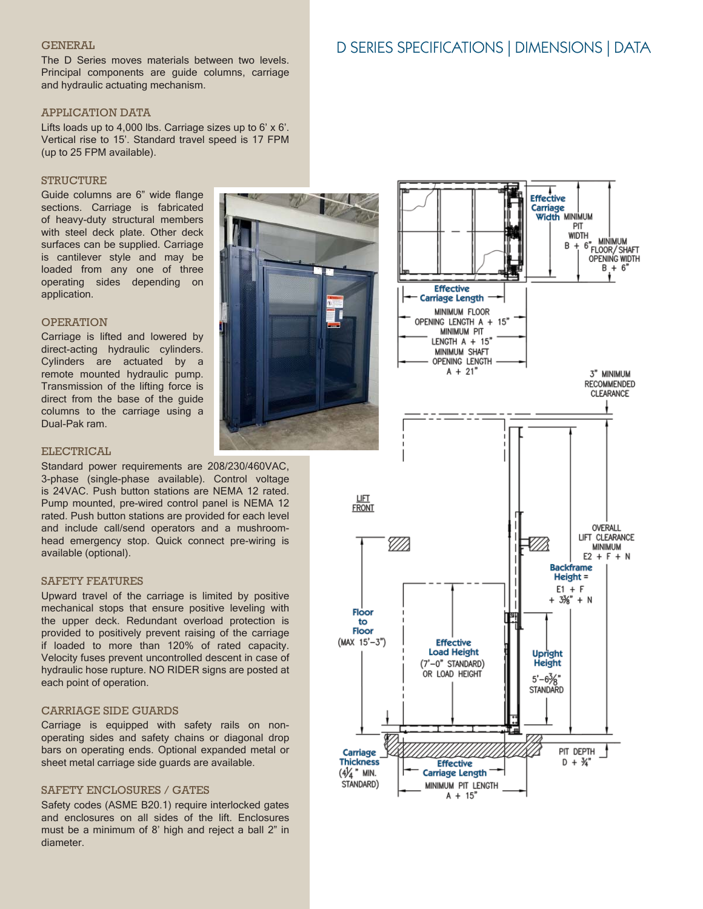## GENERAL

The D Series moves materials between two levels. Principal components are guide columns, carriage and hydraulic actuating mechanism.

## APPLICATION DATA

Lifts loads up to 4,000 lbs. Carriage sizes up to 6' x 6'. Vertical rise to 15'. Standard travel speed is 17 FPM (up to 25 FPM available).

## STRUCTURE

Guide columns are 6" wide flange sections. Carriage is fabricated of heavy-duty structural members with steel deck plate. Other deck surfaces can be supplied. Carriage is cantilever style and may be loaded from any one of three operating sides depending on application.

## OPERATION

Carriage is lifted and lowered by direct-acting hydraulic cylinders. Cylinders are actuated by a remote mounted hydraulic pump. Transmission of the lifting force is direct from the base of the guide columns to the carriage using a Dual-Pak ram.

## ELECTRICAL

Standard power requirements are 208/230/460VAC, 3-phase (single-phase available). Control voltage is 24VAC. Push button stations are NEMA 12 rated. Pump mounted, pre-wired control panel is NEMA 12 rated. Push button stations are provided for each level and include call/send operators and a mushroom-head emergency stop. Quick connect pre-wiring is available (optional).

## SAFETY FEATURES

Upward travel of the carriage is limited by positive mechanical stops that ensure positive leveling with the upper deck. Redundant overload protection is provided to positively prevent raising of the carriage if loaded to more than 120% of rated capacity. Velocity fuses prevent uncontrolled descent in case of hydraulic hose rupture. NO RIDER signs are posted at each point of operation.

## CARRIAGE SIDE GUARDS

Carriage is equipped with safety rails on non-operating sides and safety chains or diagonal drop bars on operating ends. Optional expanded metal or sheet metal carriage side guards are available.

## SAFETY ENCLOSURES / GATES

Safety codes (ASME B20.1) require interlocked gates and enclosures on all sides of the lift. Enclosures must be a minimum of 8' high and reject a ball 2" in diameter.

# D SERIES SPECIFICATIONS | DIMENSIONS | DATA

Effective Carriage Width

MINIMUM PIT WIDTH B + 6"

MINIMUM FLOOR/SHAFT OPENING WIDTH B + 6"

Effective Carriage Length

MINIMUM FLOOR OPENING LENGTH A + 15"

MINIMUM PIT LENGTH A + 15"

MINIMUM SHAFT OPENING LENGTH A + 21"

3" MINIMUM RECOMMENDED CLEARANCE

LIFT FRONT

OVERALL LIFT CLEARANCE MINIMUM E2 + F + N

Backframe Height = E1 + F + 3⅜" + N

Floor to Floor (MAX 15'-3")

Effective Load Height (7'-0" STANDARD) OR LOAD HEIGHT

Upright Height 5'-6⅜" STANDARD

Carriage Thickness (4¼" MIN. STANDARD)

Effective Carriage Length

MINIMUM PIT LENGTH A + 15"

PIT DEPTH D + ¾"